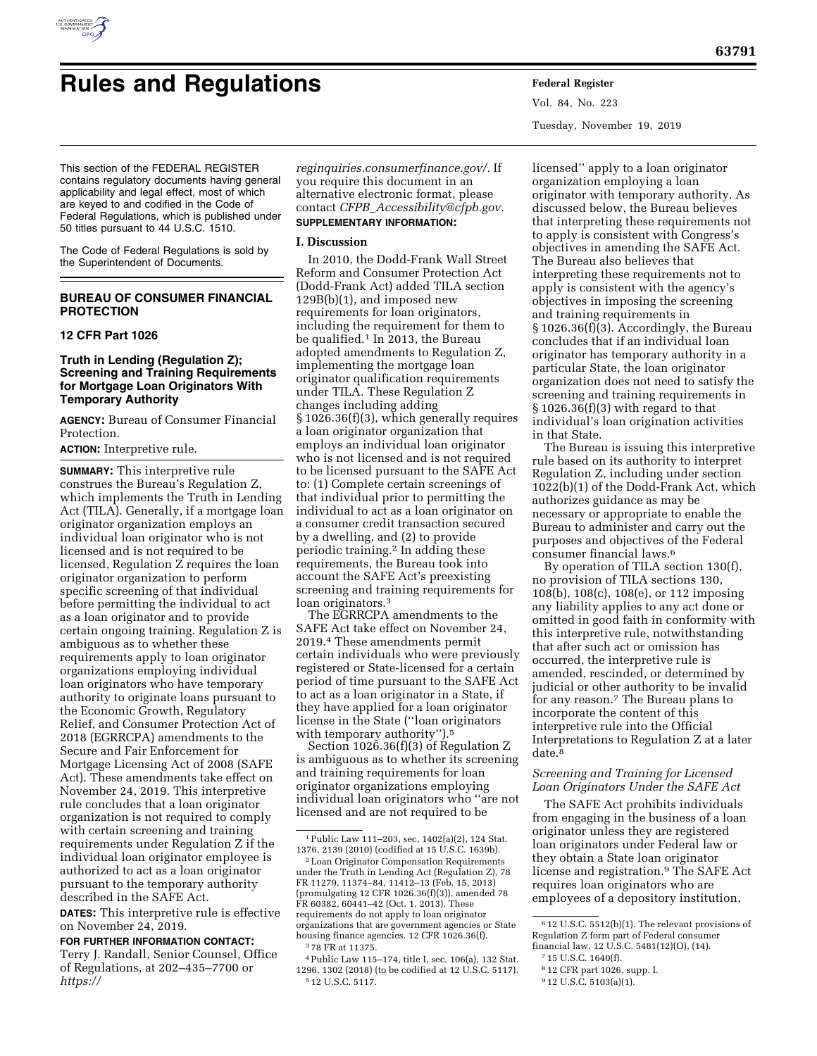# Rules and Regulations

This section of the FEDERAL REGISTER contains regulatory documents having general applicability and legal effect, most of which are keyed to and codified in the Code of Federal Regulations, which is published under 50 titles pursuant to 44 U.S.C. 1510.

The Code of Federal Regulations is sold by the Superintendent of Documents.

## BUREAU OF CONSUMER FINANCIAL PROTECTION

### 12 CFR Part 1026

### Truth in Lending (Regulation Z); Screening and Training Requirements for Mortgage Loan Originators With Temporary Authority

**AGENCY:** Bureau of Consumer Financial Protection.

**ACTION:** Interpretive rule.

**SUMMARY:** This interpretive rule construes the Bureau's Regulation Z, which implements the Truth in Lending Act (TILA). Generally, if a mortgage loan originator organization employs an individual loan originator who is not licensed and is not required to be licensed, Regulation Z requires the loan originator organization to perform specific screening of that individual before permitting the individual to act as a loan originator and to provide certain ongoing training. Regulation Z is ambiguous as to whether these requirements apply to loan originator organizations employing individual loan originators who have temporary authority to originate loans pursuant to the Economic Growth, Regulatory Relief, and Consumer Protection Act of 2018 (EGRRCPA) amendments to the Secure and Fair Enforcement for Mortgage Licensing Act of 2008 (SAFE Act). These amendments take effect on November 24, 2019. This interpretive rule concludes that a loan originator organization is not required to comply with certain screening and training requirements under Regulation Z if the individual loan originator employee is authorized to act as a loan originator pursuant to the temporary authority described in the SAFE Act.

**DATES:** This interpretive rule is effective on November 24, 2019.

**FOR FURTHER INFORMATION CONTACT:** Terry J. Randall, Senior Counsel, Office of Regulations, at 202–435–7700 or *https://reginquiries.consumerfinance.gov/*. If you require this document in an alternative electronic format, please contact *CFPB_Accessibility@cfpb.gov*.

**SUPPLEMENTARY INFORMATION:**

## I. Discussion

In 2010, the Dodd-Frank Wall Street Reform and Consumer Protection Act (Dodd-Frank Act) added TILA section 129B(b)(1), and imposed new requirements for loan originators, including the requirement for them to be qualified.[1] In 2013, the Bureau adopted amendments to Regulation Z, implementing the mortgage loan originator qualification requirements under TILA. These Regulation Z changes including adding § 1026.36(f)(3), which generally requires a loan originator organization that employs an individual loan originator who is not licensed and is not required to be licensed pursuant to the SAFE Act to: (1) Complete certain screenings of that individual prior to permitting the individual to act as a loan originator on a consumer credit transaction secured by a dwelling, and (2) to provide periodic training.[2] In adding these requirements, the Bureau took into account the SAFE Act's preexisting screening and training requirements for loan originators.[3]

The EGRRCPA amendments to the SAFE Act take effect on November 24, 2019.[4] These amendments permit certain individuals who were previously registered or State-licensed for a certain period of time pursuant to the SAFE Act to act as a loan originator in a State, if they have applied for a loan originator license in the State (''loan originators with temporary authority'').[5]

Section 1026.36(f)(3) of Regulation Z is ambiguous as to whether its screening and training requirements for loan originator organizations employing individual loan originators who ''are not licensed and are not required to be licensed'' apply to a loan originator organization employing a loan originator with temporary authority. As discussed below, the Bureau believes that interpreting these requirements not to apply is consistent with Congress's objectives in amending the SAFE Act. The Bureau also believes that interpreting these requirements not to apply is consistent with the agency's objectives in imposing the screening and training requirements in § 1026.36(f)(3). Accordingly, the Bureau concludes that if an individual loan originator has temporary authority in a particular State, the loan originator organization does not need to satisfy the screening and training requirements in § 1026.36(f)(3) with regard to that individual's loan origination activities in that State.

The Bureau is issuing this interpretive rule based on its authority to interpret Regulation Z, including under section 1022(b)(1) of the Dodd-Frank Act, which authorizes guidance as may be necessary or appropriate to enable the Bureau to administer and carry out the purposes and objectives of the Federal consumer financial laws.[6]

By operation of TILA section 130(f), no provision of TILA sections 130, 108(b), 108(c), 108(e), or 112 imposing any liability applies to any act done or omitted in good faith in conformity with this interpretive rule, notwithstanding that after such act or omission has occurred, the interpretive rule is amended, rescinded, or determined by judicial or other authority to be invalid for any reason.[7] The Bureau plans to incorporate the content of this interpretive rule into the Official Interpretations to Regulation Z at a later date.[8]

### *Screening and Training for Licensed Loan Originators Under the SAFE Act*

The SAFE Act prohibits individuals from engaging in the business of a loan originator unless they are registered loan originators under Federal law or they obtain a State loan originator license and registration.[9] The SAFE Act requires loan originators who are employees of a depository institution,

---

[1] Public Law 111–203, sec. 1402(a)(2), 124 Stat. 1376, 2139 (2010) (codified at 15 U.S.C. 1639b).

[2] Loan Originator Compensation Requirements under the Truth in Lending Act (Regulation Z), 78 FR 11279, 11374–84, 11412–13 (Feb. 15, 2013) (promulgating 12 CFR 1026.36(f)(3)), amended 78 FR 60382, 60441–42 (Oct. 1, 2013). These requirements do not apply to loan originator organizations that are government agencies or State housing finance agencies. 12 CFR 1026.36(f).

[3] 78 FR at 11375.

[4] Public Law 115–174, title I, sec. 106(a), 132 Stat. 1296, 1302 (2018) (to be codified at 12 U.S.C. 5117).

[5] 12 U.S.C. 5117.

[6] 12 U.S.C. 5512(b)(1). The relevant provisions of Regulation Z form part of Federal consumer financial law. 12 U.S.C. 5481(12)(O), (14).

[7] 15 U.S.C. 1640(f).

[8] 12 CFR part 1026, supp. I.

[9] 12 U.S.C. 5103(a)(1).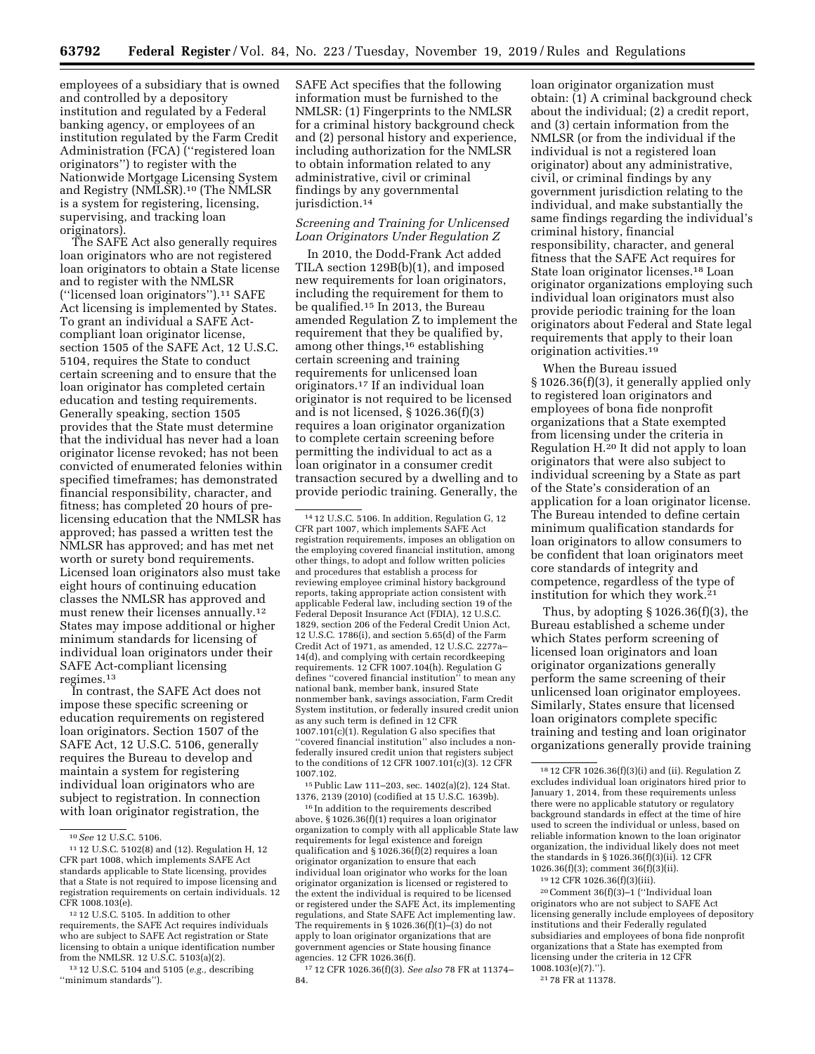employees of a subsidiary that is owned and controlled by a depository institution and regulated by a Federal banking agency, or employees of an institution regulated by the Farm Credit Administration (FCA) (''registered loan originators'') to register with the Nationwide Mortgage Licensing System and Registry (NMLSR).[10] (The NMLSR is a system for registering, licensing, supervising, and tracking loan originators).

The SAFE Act also generally requires loan originators who are not registered loan originators to obtain a State license and to register with the NMLSR (''licensed loan originators'').[11] SAFE Act licensing is implemented by States. To grant an individual a SAFE Act-compliant loan originator license, section 1505 of the SAFE Act, 12 U.S.C. 5104, requires the State to conduct certain screening and to ensure that the loan originator has completed certain education and testing requirements. Generally speaking, section 1505 provides that the State must determine that the individual has never had a loan originator license revoked; has not been convicted of enumerated felonies within specified timeframes; has demonstrated financial responsibility, character, and fitness; has completed 20 hours of pre-licensing education that the NMLSR has approved; has passed a written test the NMLSR has approved; and has met net worth or surety bond requirements. Licensed loan originators also must take eight hours of continuing education classes the NMLSR has approved and must renew their licenses annually.[12] States may impose additional or higher minimum standards for licensing of individual loan originators under their SAFE Act-compliant licensing regimes.[13]

In contrast, the SAFE Act does not impose these specific screening or education requirements on registered loan originators. Section 1507 of the SAFE Act, 12 U.S.C. 5106, generally requires the Bureau to develop and maintain a system for registering individual loan originators who are subject to registration. In connection with loan originator registration, the SAFE Act specifies that the following information must be furnished to the NMLSR: (1) Fingerprints to the NMLSR for a criminal history background check and (2) personal history and experience, including authorization for the NMLSR to obtain information related to any administrative, civil or criminal findings by any governmental jurisdiction.[14]

*Screening and Training for Unlicensed Loan Originators Under Regulation Z*

In 2010, the Dodd-Frank Act added TILA section 129B(b)(1), and imposed new requirements for loan originators, including the requirement for them to be qualified.[15] In 2013, the Bureau amended Regulation Z to implement the requirement that they be qualified by, among other things,[16] establishing certain screening and training requirements for unlicensed loan originators.[17] If an individual loan originator is not required to be licensed and is not licensed, § 1026.36(f)(3) requires a loan originator organization to complete certain screening before permitting the individual to act as a loan originator in a consumer credit transaction secured by a dwelling and to provide periodic training. Generally, the loan originator organization must obtain: (1) A criminal background check about the individual; (2) a credit report, and (3) certain information from the NMLSR (or from the individual if the individual is not a registered loan originator) about any administrative, civil, or criminal findings by any government jurisdiction relating to the individual, and make substantially the same findings regarding the individual's criminal history, financial responsibility, character, and general fitness that the SAFE Act requires for State loan originator licenses.[18] Loan originator organizations employing such individual loan originators must also provide periodic training for the loan originators about Federal and State legal requirements that apply to their loan origination activities.[19]

When the Bureau issued § 1026.36(f)(3), it generally applied only to registered loan originators and employees of bona fide nonprofit organizations that a State exempted from licensing under the criteria in Regulation H.[20] It did not apply to loan originators that were also subject to individual screening by a State as part of the State's consideration of an application for a loan originator license. The Bureau intended to define certain minimum qualification standards for loan originators to allow consumers to be confident that loan originators meet core standards of integrity and competence, regardless of the type of institution for which they work.[21]

Thus, by adopting § 1026.36(f)(3), the Bureau established a scheme under which States perform screening of licensed loan originators and loan originator organizations generally perform the same screening of their unlicensed loan originator employees. Similarly, States ensure that licensed loan originators complete specific training and testing and loan originator organizations generally provide training

---

[10] *See* 12 U.S.C. 5106.

[11] 12 U.S.C. 5102(8) and (12). Regulation H, 12 CFR part 1008, which implements SAFE Act standards applicable to State licensing, provides that a State is not required to impose licensing and registration requirements on certain individuals. 12 CFR 1008.103(e).

[12] 12 U.S.C. 5105. In addition to other requirements, the SAFE Act requires individuals who are subject to SAFE Act registration or State licensing to obtain a unique identification number from the NMLSR. 12 U.S.C. 5103(a)(2).

[13] 12 U.S.C. 5104 and 5105 (*e.g.,* describing ''minimum standards'').

[14] 12 U.S.C. 5106. In addition, Regulation G, 12 CFR part 1007, which implements SAFE Act registration requirements, imposes an obligation on the employing covered financial institution, among other things, to adopt and follow written policies and procedures that establish a process for reviewing employee criminal history background reports, taking appropriate action consistent with applicable Federal law, including section 19 of the Federal Deposit Insurance Act (FDIA), 12 U.S.C. 1829, section 206 of the Federal Credit Union Act, 12 U.S.C. 1786(i), and section 5.65(d) of the Farm Credit Act of 1971, as amended, 12 U.S.C. 2277a–14(d), and complying with certain recordkeeping requirements. 12 CFR 1007.104(h). Regulation G defines ''covered financial institution'' to mean any national bank, member bank, insured State nonmember bank, savings association, Farm Credit System institution, or federally insured credit union as any such term is defined in 12 CFR 1007.101(c)(1). Regulation G also specifies that ''covered financial institution'' also includes a non-federally insured credit union that registers subject to the conditions of 12 CFR 1007.101(c)(3). 12 CFR 1007.102.

[15] Public Law 111–203, sec. 1402(a)(2), 124 Stat. 1376, 2139 (2010) (codified at 15 U.S.C. 1639b).

[16] In addition to the requirements described above, § 1026.36(f)(1) requires a loan originator organization to comply with all applicable State law requirements for legal existence and foreign qualification and § 1026.36(f)(2) requires a loan originator organization to ensure that each individual loan originator who works for the loan originator organization is licensed or registered to the extent the individual is required to be licensed or registered under the SAFE Act, its implementing regulations, and State SAFE Act implementing law. The requirements in § 1026.36(f)(1)–(3) do not apply to loan originator organizations that are government agencies or State housing finance agencies. 12 CFR 1026.36(f).

[17] 12 CFR 1026.36(f)(3). *See also* 78 FR at 11374–84.

[18] 12 CFR 1026.36(f)(3)(i) and (ii). Regulation Z excludes individual loan originators hired prior to January 1, 2014, from these requirements unless there were no applicable statutory or regulatory background standards in effect at the time of hire used to screen the individual or unless, based on reliable information known to the loan originator organization, the individual likely does not meet the standards in § 1026.36(f)(3)(ii). 12 CFR 1026.36(f)(3); comment 36(f)(3)(ii).

[19] 12 CFR 1026.36(f)(3)(iii).

[20] Comment 36(f)(3)–1 (''Individual loan originators who are not subject to SAFE Act licensing generally include employees of depository institutions and their Federally regulated subsidiaries and employees of bona fide nonprofit organizations that a State has exempted from licensing under the criteria in 12 CFR 1008.103(e)(7).'').

[21] 78 FR at 11378.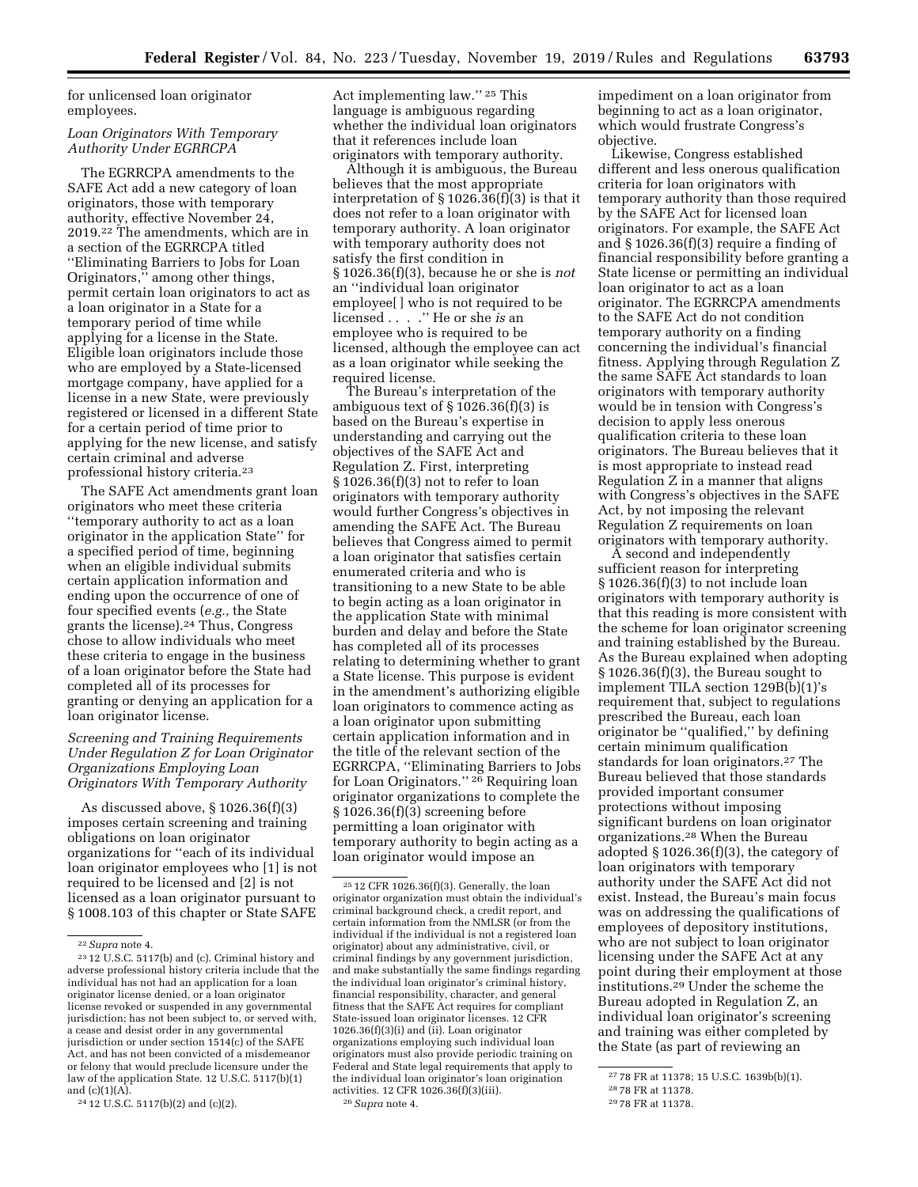for unlicensed loan originator employees.

*Loan Originators With Temporary Authority Under EGRRCPA*

The EGRRCPA amendments to the SAFE Act add a new category of loan originators, those with temporary authority, effective November 24, 2019.[22] The amendments, which are in a section of the EGRRCPA titled ''Eliminating Barriers to Jobs for Loan Originators,'' among other things, permit certain loan originators to act as a loan originator in a State for a temporary period of time while applying for a license in the State. Eligible loan originators include those who are employed by a State-licensed mortgage company, have applied for a license in a new State, were previously registered or licensed in a different State for a certain period of time prior to applying for the new license, and satisfy certain criminal and adverse professional history criteria.[23]

The SAFE Act amendments grant loan originators who meet these criteria ''temporary authority to act as a loan originator in the application State'' for a specified period of time, beginning when an eligible individual submits certain application information and ending upon the occurrence of one of four specified events (*e.g.,* the State grants the license).[24] Thus, Congress chose to allow individuals who meet these criteria to engage in the business of a loan originator before the State had completed all of its processes for granting or denying an application for a loan originator license.

*Screening and Training Requirements Under Regulation Z for Loan Originator Organizations Employing Loan Originators With Temporary Authority*

As discussed above, § 1026.36(f)(3) imposes certain screening and training obligations on loan originator organizations for ''each of its individual loan originator employees who [1] is not required to be licensed and [2] is not licensed as a loan originator pursuant to § 1008.103 of this chapter or State SAFE Act implementing law.'' [25] This language is ambiguous regarding whether the individual loan originators that it references include loan originators with temporary authority.

Although it is ambiguous, the Bureau believes that the most appropriate interpretation of § 1026.36(f)(3) is that it does not refer to a loan originator with temporary authority. A loan originator with temporary authority does not satisfy the first condition in § 1026.36(f)(3), because he or she is *not* an ''individual loan originator employee[ ] who is not required to be licensed . . . .'' He or she *is* an employee who is required to be licensed, although the employee can act as a loan originator while seeking the required license.

The Bureau's interpretation of the ambiguous text of § 1026.36(f)(3) is based on the Bureau's expertise in understanding and carrying out the objectives of the SAFE Act and Regulation Z. First, interpreting § 1026.36(f)(3) not to refer to loan originators with temporary authority would further Congress's objectives in amending the SAFE Act. The Bureau believes that Congress aimed to permit a loan originator that satisfies certain enumerated criteria and who is transitioning to a new State to be able to begin acting as a loan originator in the application State with minimal burden and delay and before the State has completed all of its processes relating to determining whether to grant a State license. This purpose is evident in the amendment's authorizing eligible loan originators to commence acting as a loan originator upon submitting certain application information and in the title of the relevant section of the EGRRCPA, ''Eliminating Barriers to Jobs for Loan Originators.'' [26] Requiring loan originator organizations to complete the § 1026.36(f)(3) screening before permitting a loan originator with temporary authority to begin acting as a loan originator would impose an impediment on a loan originator from beginning to act as a loan originator, which would frustrate Congress's objective.

Likewise, Congress established different and less onerous qualification criteria for loan originators with temporary authority than those required by the SAFE Act for licensed loan originators. For example, the SAFE Act and § 1026.36(f)(3) require a finding of financial responsibility before granting a State license or permitting an individual loan originator to act as a loan originator. The EGRRCPA amendments to the SAFE Act do not condition temporary authority on a finding concerning the individual's financial fitness. Applying through Regulation Z the same SAFE Act standards to loan originators with temporary authority would be in tension with Congress's decision to apply less onerous qualification criteria to these loan originators. The Bureau believes that it is most appropriate to instead read Regulation Z in a manner that aligns with Congress's objectives in the SAFE Act, by not imposing the relevant Regulation Z requirements on loan originators with temporary authority.

A second and independently sufficient reason for interpreting § 1026.36(f)(3) to not include loan originators with temporary authority is that this reading is more consistent with the scheme for loan originator screening and training established by the Bureau. As the Bureau explained when adopting § 1026.36(f)(3), the Bureau sought to implement TILA section 129B(b)(1)'s requirement that, subject to regulations prescribed the Bureau, each loan originator be ''qualified,'' by defining certain minimum qualification standards for loan originators.[27] The Bureau believed that those standards provided important consumer protections without imposing significant burdens on loan originator organizations.[28] When the Bureau adopted § 1026.36(f)(3), the category of loan originators with temporary authority under the SAFE Act did not exist. Instead, the Bureau's main focus was on addressing the qualifications of employees of depository institutions, who are not subject to loan originator licensing under the SAFE Act at any point during their employment at those institutions.[29] Under the scheme the Bureau adopted in Regulation Z, an individual loan originator's screening and training was either completed by the State (as part of reviewing an

---

[22] *Supra* note 4.

[23] 12 U.S.C. 5117(b) and (c). Criminal history and adverse professional history criteria include that the individual has not had an application for a loan originator license denied, or a loan originator license revoked or suspended in any governmental jurisdiction; has not been subject to, or served with, a cease and desist order in any governmental jurisdiction or under section 1514(c) of the SAFE Act, and has not been convicted of a misdemeanor or felony that would preclude licensure under the law of the application State. 12 U.S.C. 5117(b)(1) and (c)(1)(A).

[24] 12 U.S.C. 5117(b)(2) and (c)(2).

[25] 12 CFR 1026.36(f)(3). Generally, the loan originator organization must obtain the individual's criminal background check, a credit report, and certain information from the NMLSR (or from the individual if the individual is not a registered loan originator) about any administrative, civil, or criminal findings by any government jurisdiction, and make substantially the same findings regarding the individual loan originator's criminal history, financial responsibility, character, and general fitness that the SAFE Act requires for compliant State-issued loan originator licenses. 12 CFR 1026.36(f)(3)(i) and (ii). Loan originator organizations employing such individual loan originators must also provide periodic training on Federal and State legal requirements that apply to the individual loan originator's loan origination activities. 12 CFR 1026.36(f)(3)(iii).

[26] *Supra* note 4.

[27] 78 FR at 11378; 15 U.S.C. 1639b(b)(1).

[28] 78 FR at 11378.

[29] 78 FR at 11378.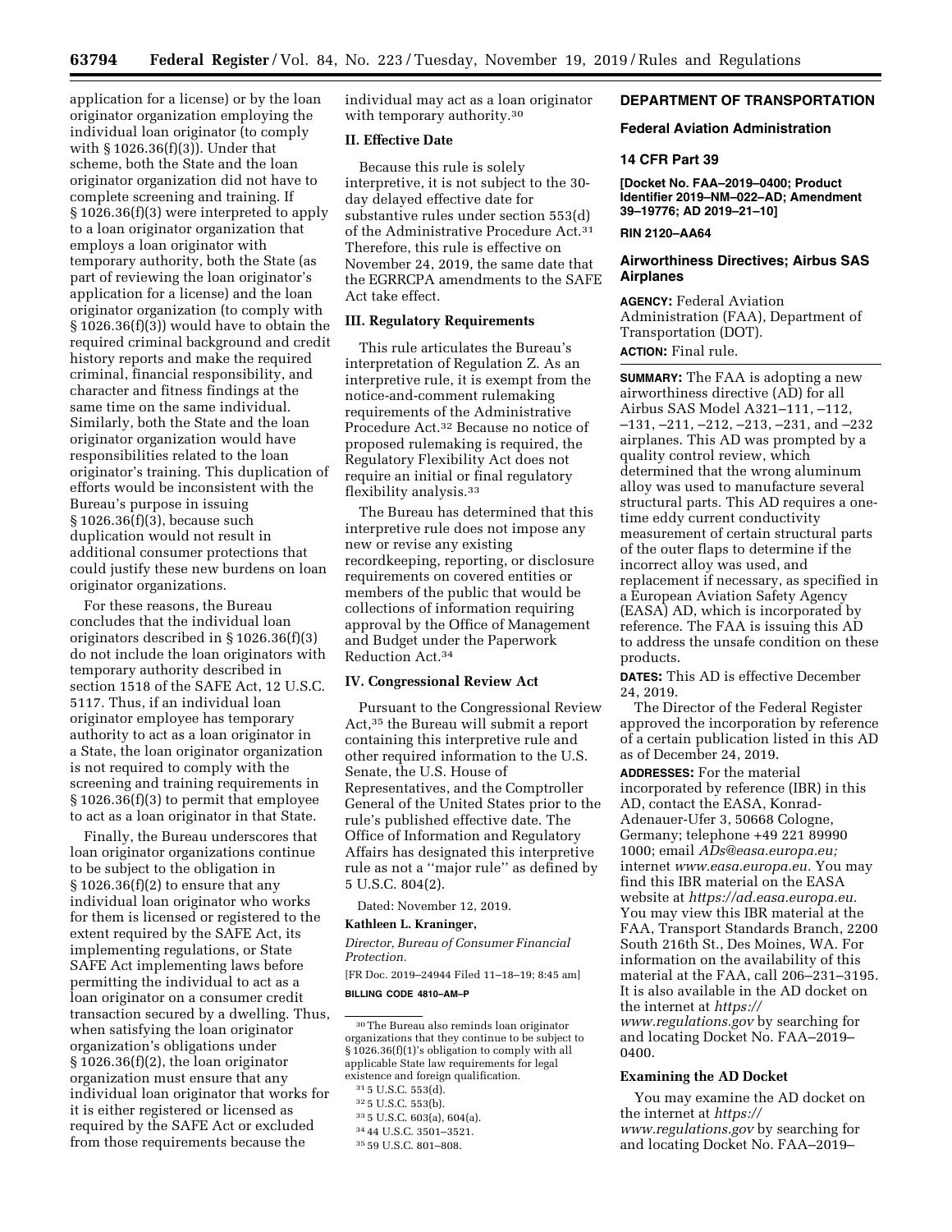application for a license) or by the loan originator organization employing the individual loan originator (to comply with § 1026.36(f)(3)). Under that scheme, both the State and the loan originator organization did not have to complete screening and training. If § 1026.36(f)(3) were interpreted to apply to a loan originator organization that employs a loan originator with temporary authority, both the State (as part of reviewing the loan originator's application for a license) and the loan originator organization (to comply with § 1026.36(f)(3)) would have to obtain the required criminal background and credit history reports and make the required criminal, financial responsibility, and character and fitness findings at the same time on the same individual. Similarly, both the State and the loan originator organization would have responsibilities related to the loan originator's training. This duplication of efforts would be inconsistent with the Bureau's purpose in issuing § 1026.36(f)(3), because such duplication would not result in additional consumer protections that could justify these new burdens on loan originator organizations.

For these reasons, the Bureau concludes that the individual loan originators described in § 1026.36(f)(3) do not include the loan originators with temporary authority described in section 1518 of the SAFE Act, 12 U.S.C. 5117. Thus, if an individual loan originator employee has temporary authority to act as a loan originator in a State, the loan originator organization is not required to comply with the screening and training requirements in § 1026.36(f)(3) to permit that employee to act as a loan originator in that State.

Finally, the Bureau underscores that loan originator organizations continue to be subject to the obligation in § 1026.36(f)(2) to ensure that any individual loan originator who works for them is licensed or registered to the extent required by the SAFE Act, its implementing regulations, or State SAFE Act implementing laws before permitting the individual to act as a loan originator on a consumer credit transaction secured by a dwelling. Thus, when satisfying the loan originator organization's obligations under § 1026.36(f)(2), the loan originator organization must ensure that any individual loan originator that works for it is either registered or licensed as required by the SAFE Act or excluded from those requirements because the individual may act as a loan originator with temporary authority.[30]

## II. Effective Date

Because this rule is solely interpretive, it is not subject to the 30-day delayed effective date for substantive rules under section 553(d) of the Administrative Procedure Act.[31] Therefore, this rule is effective on November 24, 2019, the same date that the EGRRCPA amendments to the SAFE Act take effect.

## III. Regulatory Requirements

This rule articulates the Bureau's interpretation of Regulation Z. As an interpretive rule, it is exempt from the notice-and-comment rulemaking requirements of the Administrative Procedure Act.[32] Because no notice of proposed rulemaking is required, the Regulatory Flexibility Act does not require an initial or final regulatory flexibility analysis.[33]

The Bureau has determined that this interpretive rule does not impose any new or revise any existing recordkeeping, reporting, or disclosure requirements on covered entities or members of the public that would be collections of information requiring approval by the Office of Management and Budget under the Paperwork Reduction Act.[34]

## IV. Congressional Review Act

Pursuant to the Congressional Review Act,[35] the Bureau will submit a report containing this interpretive rule and other required information to the U.S. Senate, the U.S. House of Representatives, and the Comptroller General of the United States prior to the rule's published effective date. The Office of Information and Regulatory Affairs has designated this interpretive rule as not a ''major rule'' as defined by 5 U.S.C. 804(2).

Dated: November 12, 2019.

**Kathleen L. Kraninger,**

*Director, Bureau of Consumer Financial Protection.*

[FR Doc. 2019–24944 Filed 11–18–19; 8:45 am]

**BILLING CODE 4810–AM–P**

[30] The Bureau also reminds loan originator organizations that they continue to be subject to § 1026.36(f)(1)'s obligation to comply with all applicable State law requirements for legal existence and foreign qualification.

[31] 5 U.S.C. 553(d).

[32] 5 U.S.C. 553(b).

[33] 5 U.S.C. 603(a), 604(a).

[34] 44 U.S.C. 3501–3521.

[35] 59 U.S.C. 801–808.

## DEPARTMENT OF TRANSPORTATION

## Federal Aviation Administration

## 14 CFR Part 39

**[Docket No. FAA–2019–0400; Product Identifier 2019–NM–022–AD; Amendment 39–19776; AD 2019–21–10]**

**RIN 2120–AA64**

## Airworthiness Directives; Airbus SAS Airplanes

**AGENCY:** Federal Aviation Administration (FAA), Department of Transportation (DOT).

**ACTION:** Final rule.

**SUMMARY:** The FAA is adopting a new airworthiness directive (AD) for all Airbus SAS Model A321–111, –112, –131, –211, –212, –213, –231, and –232 airplanes. This AD was prompted by a quality control review, which determined that the wrong aluminum alloy was used to manufacture several structural parts. This AD requires a one-time eddy current conductivity measurement of certain structural parts of the outer flaps to determine if the incorrect alloy was used, and replacement if necessary, as specified in a European Aviation Safety Agency (EASA) AD, which is incorporated by reference. The FAA is issuing this AD to address the unsafe condition on these products.

**DATES:** This AD is effective December 24, 2019.

The Director of the Federal Register approved the incorporation by reference of a certain publication listed in this AD as of December 24, 2019.

**ADDRESSES:** For the material incorporated by reference (IBR) in this AD, contact the EASA, Konrad-Adenauer-Ufer 3, 50668 Cologne, Germany; telephone +49 221 89990 1000; email *ADs@easa.europa.eu;* internet *www.easa.europa.eu.* You may find this IBR material on the EASA website at *https://ad.easa.europa.eu.* You may view this IBR material at the FAA, Transport Standards Branch, 2200 South 216th St., Des Moines, WA. For information on the availability of this material at the FAA, call 206–231–3195. It is also available in the AD docket on the internet at *https://www.regulations.gov* by searching for and locating Docket No. FAA–2019–0400.

### Examining the AD Docket

You may examine the AD docket on the internet at *https://www.regulations.gov* by searching for and locating Docket No. FAA–2019–